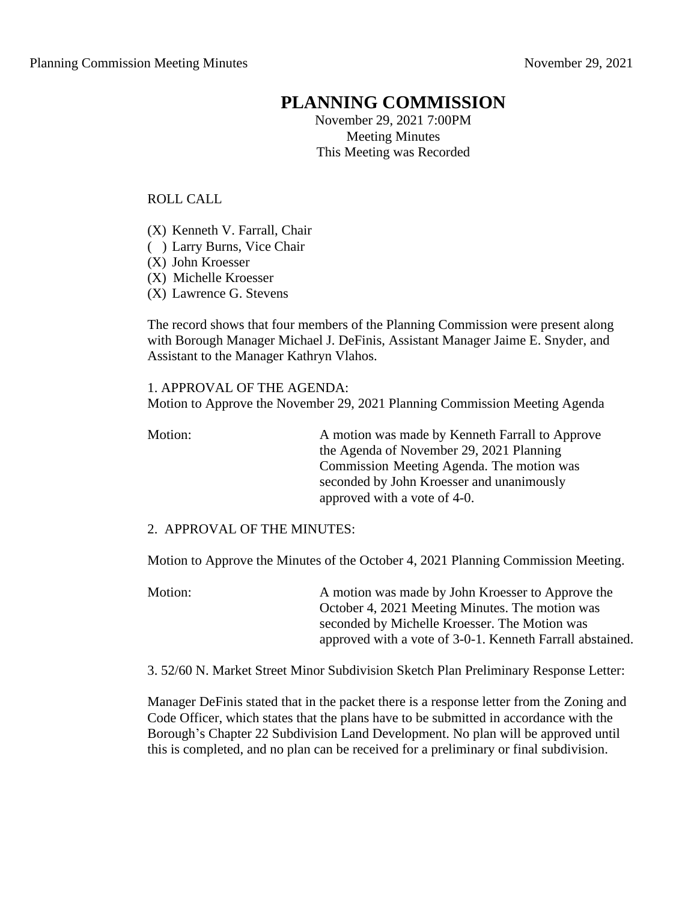# PLANNING COMMISSION

November 29, 2021 7:00PM
Meeting Minutes
This Meeting was Recorded

ROLL CALL

(X) Kenneth V. Farrall, Chair
( ) Larry Burns, Vice Chair
(X) John Kroesser
(X) Michelle Kroesser
(X) Lawrence G. Stevens

The record shows that four members of the Planning Commission were present along with Borough Manager Michael J. DeFinis, Assistant Manager Jaime E. Snyder, and Assistant to the Manager Kathryn Vlahos.

1. APPROVAL OF THE AGENDA:
Motion to Approve the November 29, 2021 Planning Commission Meeting Agenda

Motion: A motion was made by Kenneth Farrall to Approve the Agenda of November 29, 2021 Planning Commission Meeting Agenda. The motion was seconded by John Kroesser and unanimously approved with a vote of 4-0.

2. APPROVAL OF THE MINUTES:

Motion to Approve the Minutes of the October 4, 2021 Planning Commission Meeting.

Motion: A motion was made by John Kroesser to Approve the October 4, 2021 Meeting Minutes. The motion was seconded by Michelle Kroesser. The Motion was approved with a vote of 3-0-1. Kenneth Farrall abstained.

3. 52/60 N. Market Street Minor Subdivision Sketch Plan Preliminary Response Letter:

Manager DeFinis stated that in the packet there is a response letter from the Zoning and Code Officer, which states that the plans have to be submitted in accordance with the Borough's Chapter 22 Subdivision Land Development. No plan will be approved until this is completed, and no plan can be received for a preliminary or final subdivision.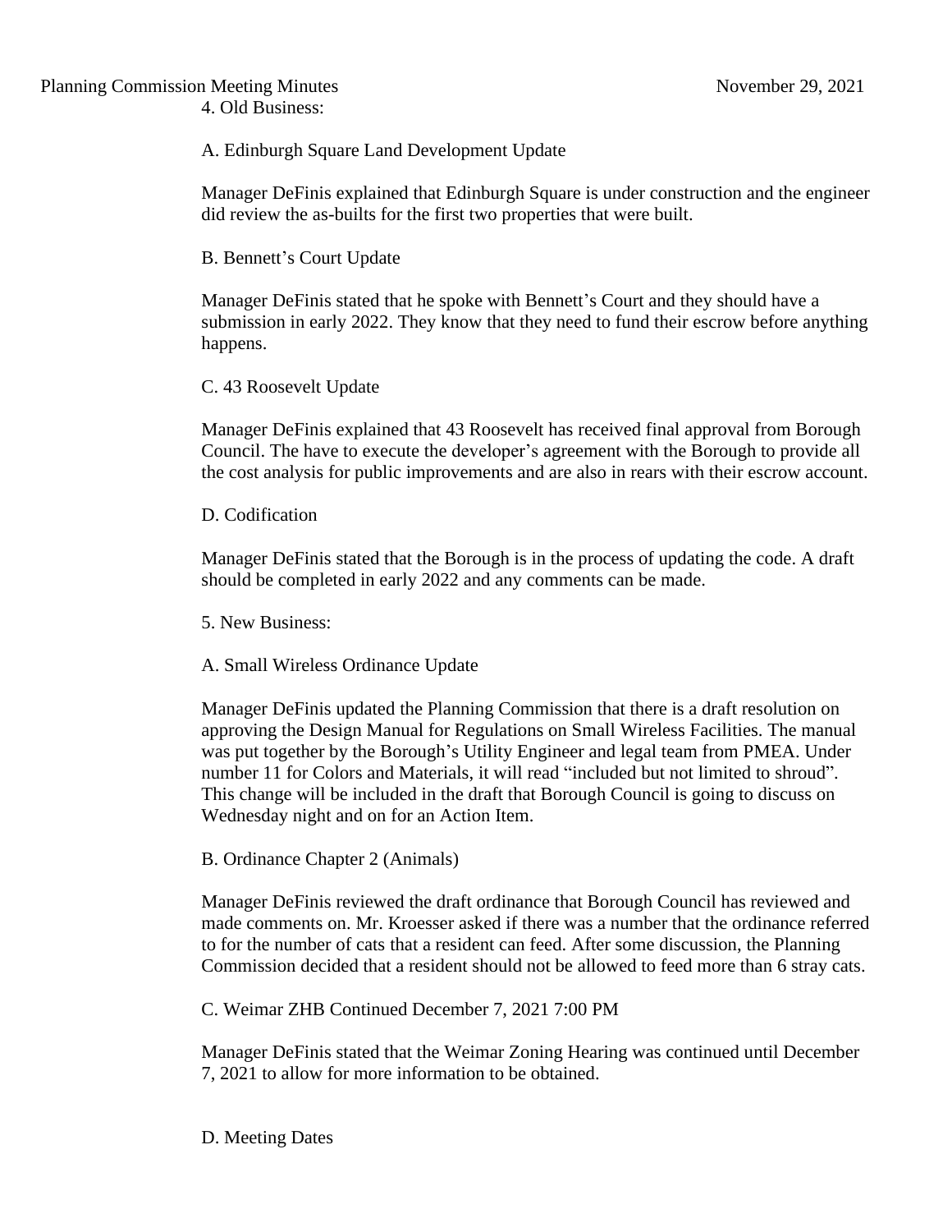4. Old Business:

A. Edinburgh Square Land Development Update

Manager DeFinis explained that Edinburgh Square is under construction and the engineer did review the as-builts for the first two properties that were built.

B. Bennett's Court Update

Manager DeFinis stated that he spoke with Bennett's Court and they should have a submission in early 2022. They know that they need to fund their escrow before anything happens.

C. 43 Roosevelt Update

Manager DeFinis explained that 43 Roosevelt has received final approval from Borough Council. The have to execute the developer's agreement with the Borough to provide all the cost analysis for public improvements and are also in rears with their escrow account.

D. Codification

Manager DeFinis stated that the Borough is in the process of updating the code. A draft should be completed in early 2022 and any comments can be made.

5. New Business:

A. Small Wireless Ordinance Update

Manager DeFinis updated the Planning Commission that there is a draft resolution on approving the Design Manual for Regulations on Small Wireless Facilities. The manual was put together by the Borough's Utility Engineer and legal team from PMEA. Under number 11 for Colors and Materials, it will read "included but not limited to shroud". This change will be included in the draft that Borough Council is going to discuss on Wednesday night and on for an Action Item.

B. Ordinance Chapter 2 (Animals)

Manager DeFinis reviewed the draft ordinance that Borough Council has reviewed and made comments on. Mr. Kroesser asked if there was a number that the ordinance referred to for the number of cats that a resident can feed. After some discussion, the Planning Commission decided that a resident should not be allowed to feed more than 6 stray cats.

C. Weimar ZHB Continued December 7, 2021 7:00 PM

Manager DeFinis stated that the Weimar Zoning Hearing was continued until December 7, 2021 to allow for more information to be obtained.

D. Meeting Dates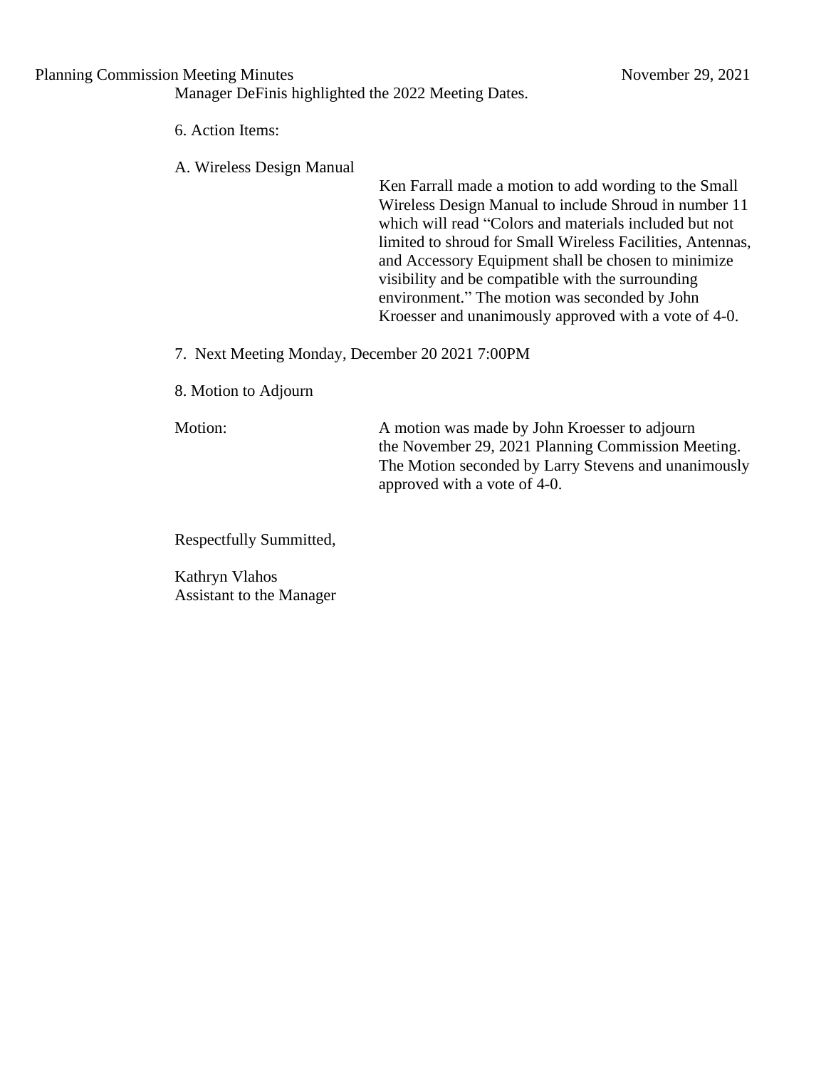Manager DeFinis highlighted the 2022 Meeting Dates.

6. Action Items:

A. Wireless Design Manual

Ken Farrall made a motion to add wording to the Small Wireless Design Manual to include Shroud in number 11 which will read "Colors and materials included but not limited to shroud for Small Wireless Facilities, Antennas, and Accessory Equipment shall be chosen to minimize visibility and be compatible with the surrounding environment." The motion was seconded by John Kroesser and unanimously approved with a vote of 4-0.

7. Next Meeting Monday, December 20 2021 7:00PM

8. Motion to Adjourn

Motion: A motion was made by John Kroesser to adjourn the November 29, 2021 Planning Commission Meeting. The Motion seconded by Larry Stevens and unanimously approved with a vote of 4-0.

Respectfully Summitted,

Kathryn Vlahos
Assistant to the Manager